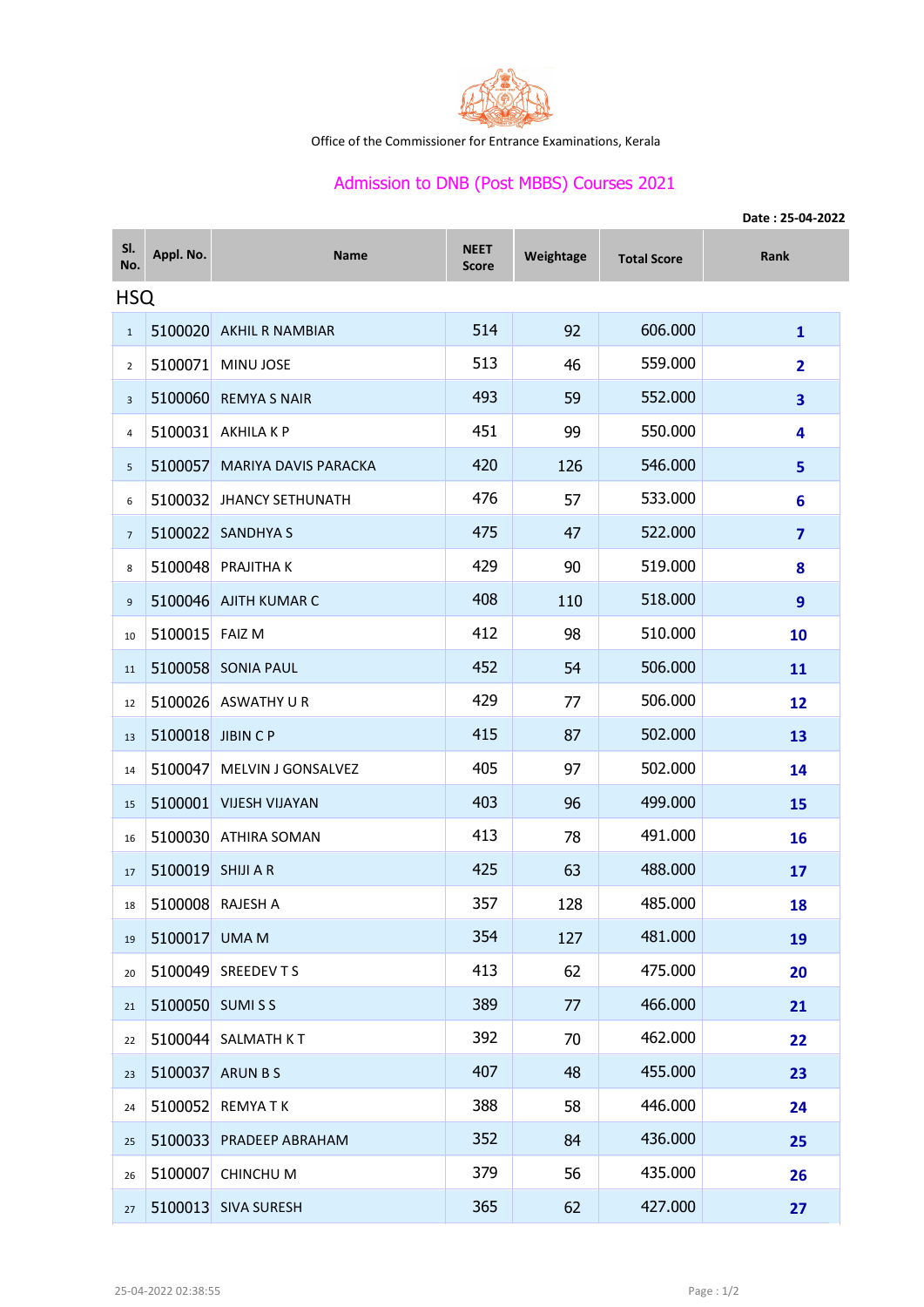Office of the Commissioner for Entrance Examinations, Kerala

## Admission to DNB (Post MBBS) Courses 2021

Date : 25-04-2022

| Sl. No. | Appl. No. | Name | NEET Score | Weightage | Total Score | Rank |
|---|---|---|---|---|---|---|
| **HSQ** | | | | | | |
| 1 | 5100020 | AKHIL R NAMBIAR | 514 | 92 | 606.000 | 1 |
| 2 | 5100071 | MINU JOSE | 513 | 46 | 559.000 | 2 |
| 3 | 5100060 | REMYA S NAIR | 493 | 59 | 552.000 | 3 |
| 4 | 5100031 | AKHILA K P | 451 | 99 | 550.000 | 4 |
| 5 | 5100057 | MARIYA DAVIS PARACKA | 420 | 126 | 546.000 | 5 |
| 6 | 5100032 | JHANCY SETHUNATH | 476 | 57 | 533.000 | 6 |
| 7 | 5100022 | SANDHYA S | 475 | 47 | 522.000 | 7 |
| 8 | 5100048 | PRAJITHA K | 429 | 90 | 519.000 | 8 |
| 9 | 5100046 | AJITH KUMAR C | 408 | 110 | 518.000 | 9 |
| 10 | 5100015 | FAIZ M | 412 | 98 | 510.000 | 10 |
| 11 | 5100058 | SONIA PAUL | 452 | 54 | 506.000 | 11 |
| 12 | 5100026 | ASWATHY U R | 429 | 77 | 506.000 | 12 |
| 13 | 5100018 | JIBIN C P | 415 | 87 | 502.000 | 13 |
| 14 | 5100047 | MELVIN J GONSALVEZ | 405 | 97 | 502.000 | 14 |
| 15 | 5100001 | VIJESH VIJAYAN | 403 | 96 | 499.000 | 15 |
| 16 | 5100030 | ATHIRA SOMAN | 413 | 78 | 491.000 | 16 |
| 17 | 5100019 | SHIJI A R | 425 | 63 | 488.000 | 17 |
| 18 | 5100008 | RAJESH A | 357 | 128 | 485.000 | 18 |
| 19 | 5100017 | UMA M | 354 | 127 | 481.000 | 19 |
| 20 | 5100049 | SREEDEV T S | 413 | 62 | 475.000 | 20 |
| 21 | 5100050 | SUMI S S | 389 | 77 | 466.000 | 21 |
| 22 | 5100044 | SALMATH K T | 392 | 70 | 462.000 | 22 |
| 23 | 5100037 | ARUN B S | 407 | 48 | 455.000 | 23 |
| 24 | 5100052 | REMYA T K | 388 | 58 | 446.000 | 24 |
| 25 | 5100033 | PRADEEP ABRAHAM | 352 | 84 | 436.000 | 25 |
| 26 | 5100007 | CHINCHU M | 379 | 56 | 435.000 | 26 |
| 27 | 5100013 | SIVA SURESH | 365 | 62 | 427.000 | 27 |

25-04-2022 02:38:55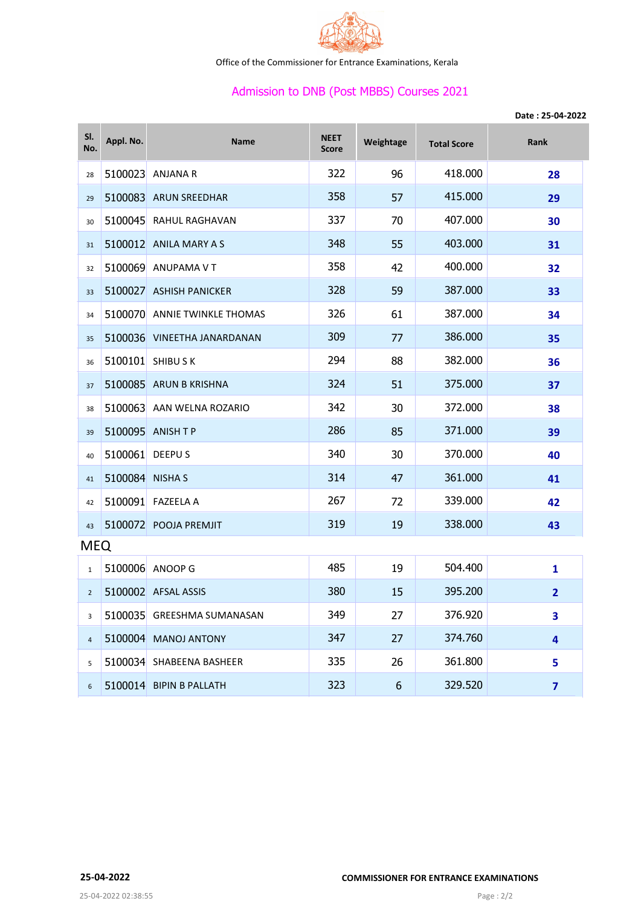Office of the Commissioner for Entrance Examinations, Kerala

## Admission to DNB (Post MBBS) Courses 2021

**Date : 25-04-2022**

| Sl. No. | Appl. No. | Name | NEET Score | Weightage | Total Score | Rank |
|---|---|---|---|---|---|---|
| 28 | 5100023 | ANJANA R | 322 | 96 | 418.000 | 28 |
| 29 | 5100083 | ARUN SREEDHAR | 358 | 57 | 415.000 | 29 |
| 30 | 5100045 | RAHUL RAGHAVAN | 337 | 70 | 407.000 | 30 |
| 31 | 5100012 | ANILA MARY A S | 348 | 55 | 403.000 | 31 |
| 32 | 5100069 | ANUPAMA V T | 358 | 42 | 400.000 | 32 |
| 33 | 5100027 | ASHISH PANICKER | 328 | 59 | 387.000 | 33 |
| 34 | 5100070 | ANNIE TWINKLE THOMAS | 326 | 61 | 387.000 | 34 |
| 35 | 5100036 | VINEETHA JANARDANAN | 309 | 77 | 386.000 | 35 |
| 36 | 5100101 | SHIBU S K | 294 | 88 | 382.000 | 36 |
| 37 | 5100085 | ARUN B KRISHNA | 324 | 51 | 375.000 | 37 |
| 38 | 5100063 | AAN WELNA ROZARIO | 342 | 30 | 372.000 | 38 |
| 39 | 5100095 | ANISH T P | 286 | 85 | 371.000 | 39 |
| 40 | 5100061 | DEEPU S | 340 | 30 | 370.000 | 40 |
| 41 | 5100084 | NISHA S | 314 | 47 | 361.000 | 41 |
| 42 | 5100091 | FAZEELA A | 267 | 72 | 339.000 | 42 |
| 43 | 5100072 | POOJA PREMJIT | 319 | 19 | 338.000 | 43 |

### MEQ

| Sl. No. | Appl. No. | Name | NEET Score | Weightage | Total Score | Rank |
|---|---|---|---|---|---|---|
| 1 | 5100006 | ANOOP G | 485 | 19 | 504.400 | 1 |
| 2 | 5100002 | AFSAL ASSIS | 380 | 15 | 395.200 | 2 |
| 3 | 5100035 | GREESHMA SUMANASAN | 349 | 27 | 376.920 | 3 |
| 4 | 5100004 | MANOJ ANTONY | 347 | 27 | 374.760 | 4 |
| 5 | 5100034 | SHABEENA BASHEER | 335 | 26 | 361.800 | 5 |
| 6 | 5100014 | BIPIN B PALLATH | 323 | 6 | 329.520 | 7 |

**25-04-2022** **COMMISSIONER FOR ENTRANCE EXAMINATIONS**

25-04-2022 02:38:55